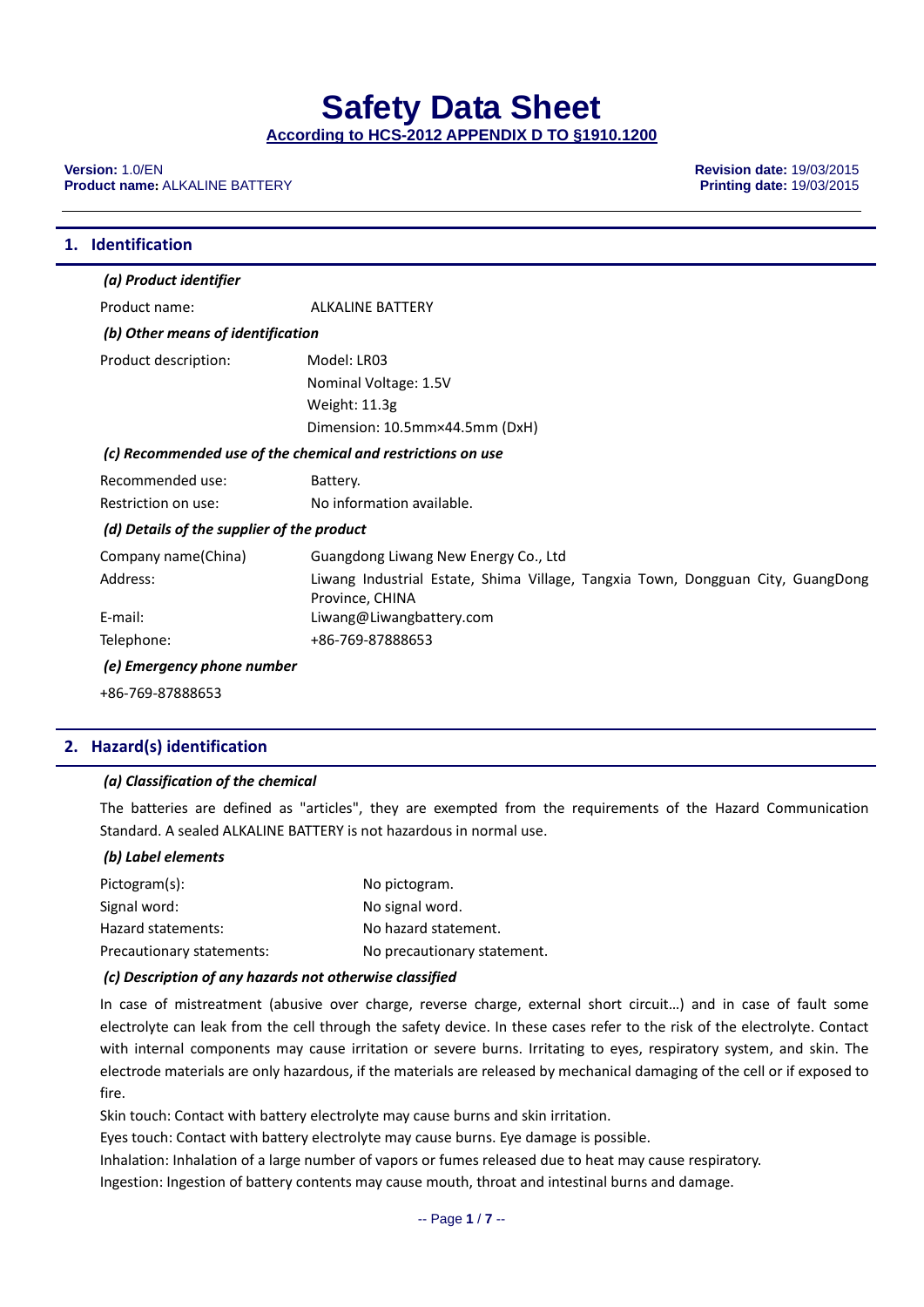# Safety Data Sheet

**According to HCS-2012 APPENDIX D TO §1910.1200**

**Version:** 1.0/EN
**Product name:** ALKALINE BATTERY

**Revision date:** 19/03/2015
**Printing date:** 19/03/2015

## 1. Identification

***(a) Product identifier***

Product name: ALKALINE BATTERY

***(b) Other means of identification***

Product description: Model: LR03
Nominal Voltage: 1.5V
Weight: 11.3g
Dimension: 10.5mm×44.5mm (DxH)

***(c) Recommended use of the chemical and restrictions on use***

Recommended use: Battery.
Restriction on use: No information available.

***(d) Details of the supplier of the product***

Company name(China): Guangdong Liwang New Energy Co., Ltd
Address: Liwang Industrial Estate, Shima Village, Tangxia Town, Dongguan City, GuangDong Province, CHINA
E-mail: Liwang@Liwangbattery.com
Telephone: +86-769-87888653

***(e) Emergency phone number***

+86-769-87888653

## 2. Hazard(s) identification

***(a) Classification of the chemical***

The batteries are defined as "articles", they are exempted from the requirements of the Hazard Communication Standard. A sealed ALKALINE BATTERY is not hazardous in normal use.

***(b) Label elements***

Pictogram(s): No pictogram.
Signal word: No signal word.
Hazard statements: No hazard statement.
Precautionary statements: No precautionary statement.

***(c) Description of any hazards not otherwise classified***

In case of mistreatment (abusive over charge, reverse charge, external short circuit…) and in case of fault some electrolyte can leak from the cell through the safety device. In these cases refer to the risk of the electrolyte. Contact with internal components may cause irritation or severe burns. Irritating to eyes, respiratory system, and skin. The electrode materials are only hazardous, if the materials are released by mechanical damaging of the cell or if exposed to fire.

Skin touch: Contact with battery electrolyte may cause burns and skin irritation.

Eyes touch: Contact with battery electrolyte may cause burns. Eye damage is possible.

Inhalation: Inhalation of a large number of vapors or fumes released due to heat may cause respiratory.

Ingestion: Ingestion of battery contents may cause mouth, throat and intestinal burns and damage.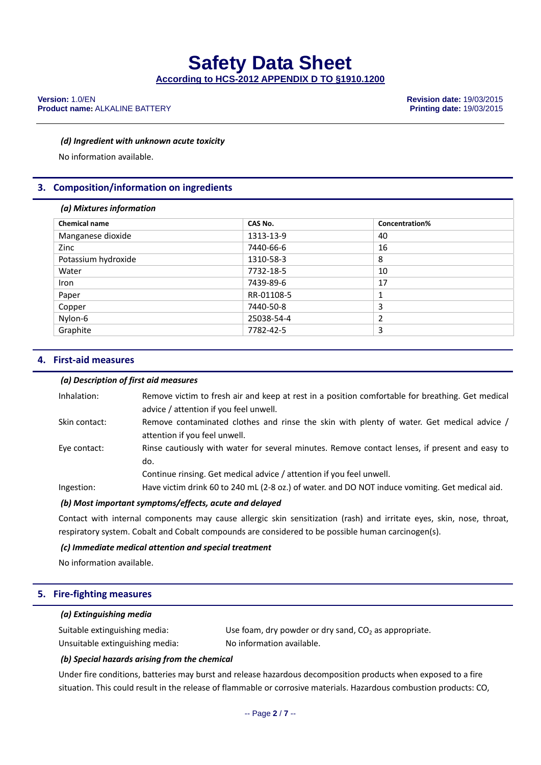#### *(d) Ingredient with unknown acute toxicity*

No information available.

## 3. Composition/information on ingredients

#### *(a) Mixtures information*

| Chemical name | CAS No. | Concentration% |
|---|---|---|
| Manganese dioxide | 1313-13-9 | 40 |
| Zinc | 7440-66-6 | 16 |
| Potassium hydroxide | 1310-58-3 | 8 |
| Water | 7732-18-5 | 10 |
| Iron | 7439-89-6 | 17 |
| Paper | RR-01108-5 | 1 |
| Copper | 7440-50-8 | 3 |
| Nylon-6 | 25038-54-4 | 2 |
| Graphite | 7782-42-5 | 3 |

## 4. First-aid measures

#### *(a) Description of first aid measures*

Inhalation: Remove victim to fresh air and keep at rest in a position comfortable for breathing. Get medical advice / attention if you feel unwell.

Skin contact: Remove contaminated clothes and rinse the skin with plenty of water. Get medical advice / attention if you feel unwell.

Eye contact: Rinse cautiously with water for several minutes. Remove contact lenses, if present and easy to do.
Continue rinsing. Get medical advice / attention if you feel unwell.

Ingestion: Have victim drink 60 to 240 mL (2-8 oz.) of water. and DO NOT induce vomiting. Get medical aid.

#### *(b) Most important symptoms/effects, acute and delayed*

Contact with internal components may cause allergic skin sensitization (rash) and irritate eyes, skin, nose, throat, respiratory system. Cobalt and Cobalt compounds are considered to be possible human carcinogen(s).

#### *(c) Immediate medical attention and special treatment*

No information available.

## 5. Fire-fighting measures

#### *(a) Extinguishing media*

Suitable extinguishing media: Use foam, dry powder or dry sand, $CO_2$ as appropriate.

Unsuitable extinguishing media: No information available.

#### *(b) Special hazards arising from the chemical*

Under fire conditions, batteries may burst and release hazardous decomposition products when exposed to a fire situation. This could result in the release of flammable or corrosive materials. Hazardous combustion products: CO,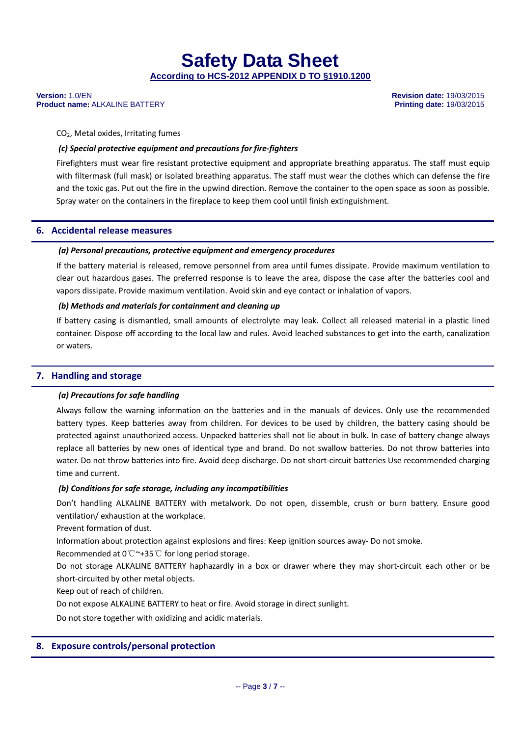$CO_2$, Metal oxides, Irritating fumes

***(c) Special protective equipment and precautions for fire-fighters***

Firefighters must wear fire resistant protective equipment and appropriate breathing apparatus. The staff must equip with filtermask (full mask) or isolated breathing apparatus. The staff must wear the clothes which can defense the fire and the toxic gas. Put out the fire in the upwind direction. Remove the container to the open space as soon as possible. Spray water on the containers in the fireplace to keep them cool until finish extinguishment.

## 6. Accidental release measures

***(a) Personal precautions, protective equipment and emergency procedures***

If the battery material is released, remove personnel from area until fumes dissipate. Provide maximum ventilation to clear out hazardous gases. The preferred response is to leave the area, dispose the case after the batteries cool and vapors dissipate. Provide maximum ventilation. Avoid skin and eye contact or inhalation of vapors.

***(b) Methods and materials for containment and cleaning up***

If battery casing is dismantled, small amounts of electrolyte may leak. Collect all released material in a plastic lined container. Dispose off according to the local law and rules. Avoid leached substances to get into the earth, canalization or waters.

## 7. Handling and storage

***(a) Precautions for safe handling***

Always follow the warning information on the batteries and in the manuals of devices. Only use the recommended battery types. Keep batteries away from children. For devices to be used by children, the battery casing should be protected against unauthorized access. Unpacked batteries shall not lie about in bulk. In case of battery change always replace all batteries by new ones of identical type and brand. Do not swallow batteries. Do not throw batteries into water. Do not throw batteries into fire. Avoid deep discharge. Do not short-circuit batteries Use recommended charging time and current.

***(b) Conditions for safe storage, including any incompatibilities***

Don't handling ALKALINE BATTERY with metalwork. Do not open, dissemble, crush or burn battery. Ensure good ventilation/ exhaustion at the workplace.

Prevent formation of dust.

Information about protection against explosions and fires: Keep ignition sources away- Do not smoke.

Recommended at 0℃~+35℃ for long period storage.

Do not storage ALKALINE BATTERY haphazardly in a box or drawer where they may short-circuit each other or be short-circuited by other metal objects.

Keep out of reach of children.

Do not expose ALKALINE BATTERY to heat or fire. Avoid storage in direct sunlight.

Do not store together with oxidizing and acidic materials.

## 8. Exposure controls/personal protection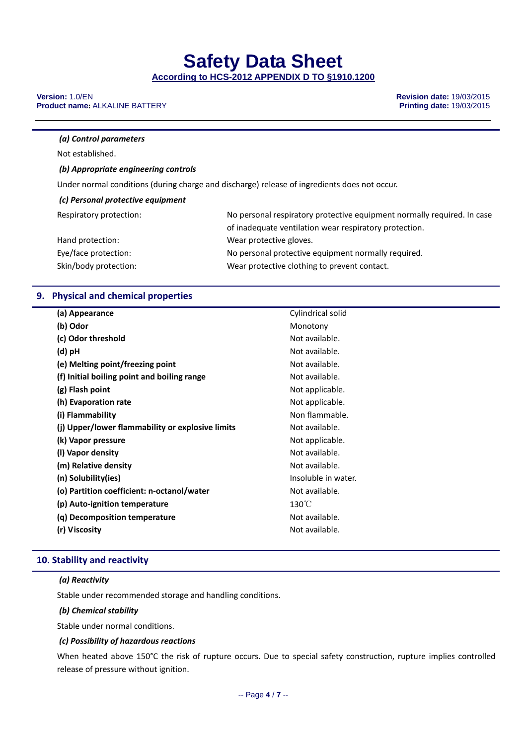*(a) Control parameters*

Not established.

*(b) Appropriate engineering controls*

Under normal conditions (during charge and discharge) release of ingredients does not occur.

*(c) Personal protective equipment*

| | |
|---|---|
| Respiratory protection: | No personal respiratory protective equipment normally required. In case of inadequate ventilation wear respiratory protection. |
| Hand protection: | Wear protective gloves. |
| Eye/face protection: | No personal protective equipment normally required. |
| Skin/body protection: | Wear protective clothing to prevent contact. |

## 9. Physical and chemical properties

| | |
|---|---|
| **(a) Appearance** | Cylindrical solid |
| **(b) Odor** | Monotony |
| **(c) Odor threshold** | Not available. |
| **(d) pH** | Not available. |
| **(e) Melting point/freezing point** | Not available. |
| **(f) Initial boiling point and boiling range** | Not available. |
| **(g) Flash point** | Not applicable. |
| **(h) Evaporation rate** | Not applicable. |
| **(i) Flammability** | Non flammable. |
| **(j) Upper/lower flammability or explosive limits** | Not available. |
| **(k) Vapor pressure** | Not applicable. |
| **(l) Vapor density** | Not available. |
| **(m) Relative density** | Not available. |
| **(n) Solubility(ies)** | Insoluble in water. |
| **(o) Partition coefficient: n-octanol/water** | Not available. |
| **(p) Auto-ignition temperature** | 130℃ |
| **(q) Decomposition temperature** | Not available. |
| **(r) Viscosity** | Not available. |

## 10. Stability and reactivity

*(a) Reactivity*

Stable under recommended storage and handling conditions.

*(b) Chemical stability*

Stable under normal conditions.

*(c) Possibility of hazardous reactions*

When heated above 150°C the risk of rupture occurs. Due to special safety construction, rupture implies controlled release of pressure without ignition.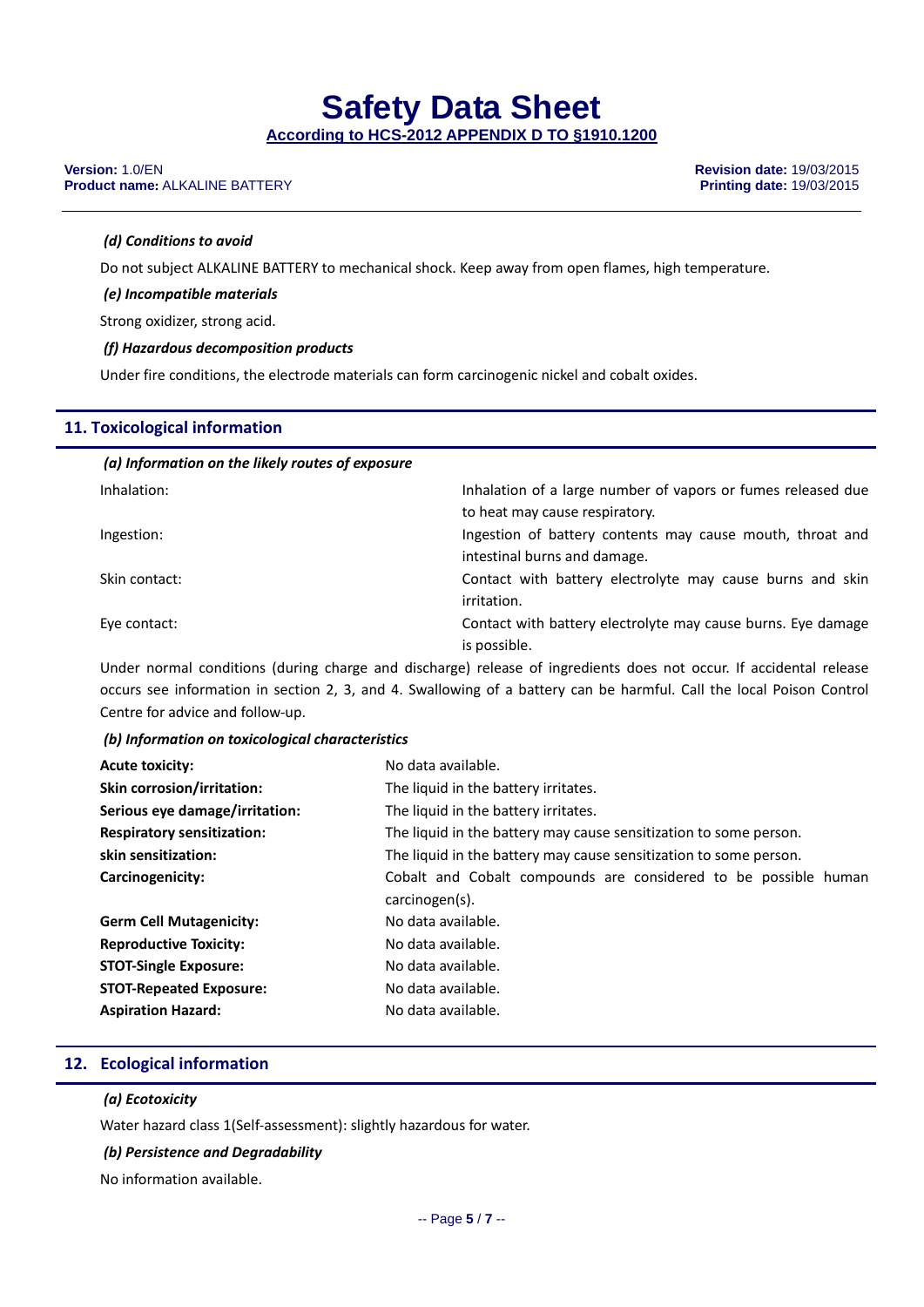### *(d) Conditions to avoid*

Do not subject ALKALINE BATTERY to mechanical shock. Keep away from open flames, high temperature.

### *(e) Incompatible materials*

Strong oxidizer, strong acid.

### *(f) Hazardous decomposition products*

Under fire conditions, the electrode materials can form carcinogenic nickel and cobalt oxides.

## 11. Toxicological information

### *(a) Information on the likely routes of exposure*

| | |
|---|---|
| Inhalation: | Inhalation of a large number of vapors or fumes released due to heat may cause respiratory. |
| Ingestion: | Ingestion of battery contents may cause mouth, throat and intestinal burns and damage. |
| Skin contact: | Contact with battery electrolyte may cause burns and skin irritation. |
| Eye contact: | Contact with battery electrolyte may cause burns. Eye damage is possible. |

Under normal conditions (during charge and discharge) release of ingredients does not occur. If accidental release occurs see information in section 2, 3, and 4. Swallowing of a battery can be harmful. Call the local Poison Control Centre for advice and follow-up.

### *(b) Information on toxicological characteristics*

| | |
|---|---|
| **Acute toxicity:** | No data available. |
| **Skin corrosion/irritation:** | The liquid in the battery irritates. |
| **Serious eye damage/irritation:** | The liquid in the battery irritates. |
| **Respiratory sensitization:** | The liquid in the battery may cause sensitization to some person. |
| **skin sensitization:** | The liquid in the battery may cause sensitization to some person. |
| **Carcinogenicity:** | Cobalt and Cobalt compounds are considered to be possible human carcinogen(s). |
| **Germ Cell Mutagenicity:** | No data available. |
| **Reproductive Toxicity:** | No data available. |
| **STOT-Single Exposure:** | No data available. |
| **STOT-Repeated Exposure:** | No data available. |
| **Aspiration Hazard:** | No data available. |

## 12. Ecological information

### *(a) Ecotoxicity*

Water hazard class 1(Self-assessment): slightly hazardous for water.

### *(b) Persistence and Degradability*

No information available.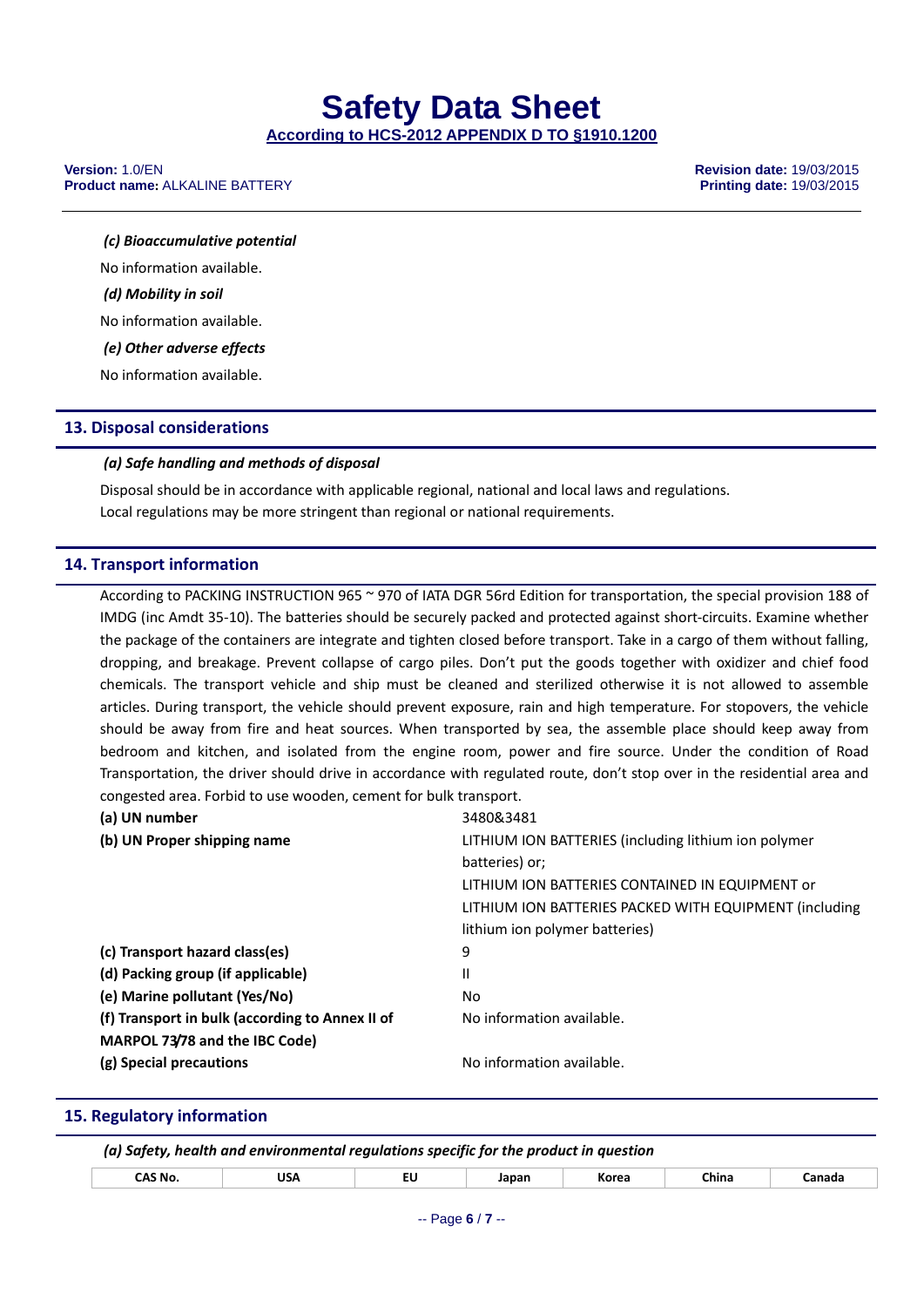*(c) Bioaccumulative potential*

No information available.

*(d) Mobility in soil*

No information available.

*(e) Other adverse effects*

No information available.

## 13. Disposal considerations

*(a) Safe handling and methods of disposal*

Disposal should be in accordance with applicable regional, national and local laws and regulations.
Local regulations may be more stringent than regional or national requirements.

## 14. Transport information

According to PACKING INSTRUCTION 965 ~ 970 of IATA DGR 56rd Edition for transportation, the special provision 188 of IMDG (inc Amdt 35-10). The batteries should be securely packed and protected against short-circuits. Examine whether the package of the containers are integrate and tighten closed before transport. Take in a cargo of them without falling, dropping, and breakage. Prevent collapse of cargo piles. Don't put the goods together with oxidizer and chief food chemicals. The transport vehicle and ship must be cleaned and sterilized otherwise it is not allowed to assemble articles. During transport, the vehicle should prevent exposure, rain and high temperature. For stopovers, the vehicle should be away from fire and heat sources. When transported by sea, the assemble place should keep away from bedroom and kitchen, and isolated from the engine room, power and fire source. Under the condition of Road Transportation, the driver should drive in accordance with regulated route, don't stop over in the residential area and congested area. Forbid to use wooden, cement for bulk transport.

| | |
|---|---|
| **(a) UN number** | 3480&3481 |
| **(b) UN Proper shipping name** | LITHIUM ION BATTERIES (including lithium ion polymer batteries) or; LITHIUM ION BATTERIES CONTAINED IN EQUIPMENT or LITHIUM ION BATTERIES PACKED WITH EQUIPMENT (including lithium ion polymer batteries) |
| **(c) Transport hazard class(es)** | 9 |
| **(d) Packing group (if applicable)** | II |
| **(e) Marine pollutant (Yes/No)** | No |
| **(f) Transport in bulk (according to Annex II of MARPOL 73/78 and the IBC Code)** | No information available. |
| **(g) Special precautions** | No information available. |

## 15. Regulatory information

*(a) Safety, health and environmental regulations specific for the product in question*

| CAS No. | USA | EU | Japan | Korea | China | Canada |
|---|---|---|---|---|---|---|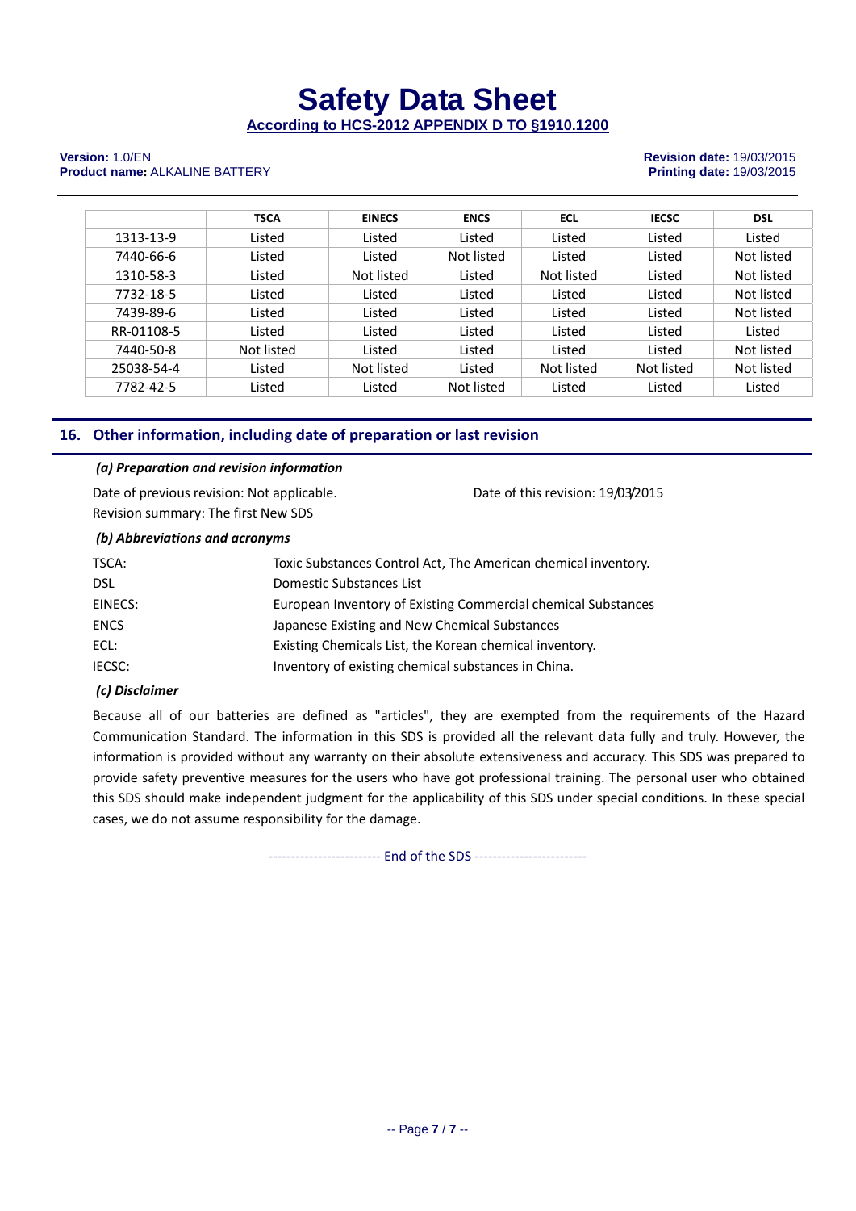| | TSCA | EINECS | ENCS | ECL | IECSC | DSL |
|---|---|---|---|---|---|---|
| 1313-13-9 | Listed | Listed | Listed | Listed | Listed | Listed |
| 7440-66-6 | Listed | Listed | Not listed | Listed | Listed | Not listed |
| 1310-58-3 | Listed | Not listed | Listed | Not listed | Listed | Not listed |
| 7732-18-5 | Listed | Listed | Listed | Listed | Listed | Not listed |
| 7439-89-6 | Listed | Listed | Listed | Listed | Listed | Not listed |
| RR-01108-5 | Listed | Listed | Listed | Listed | Listed | Listed |
| 7440-50-8 | Not listed | Listed | Listed | Listed | Listed | Not listed |
| 25038-54-4 | Listed | Not listed | Listed | Not listed | Not listed | Not listed |
| 7782-42-5 | Listed | Listed | Not listed | Listed | Listed | Listed |

## 16. Other information, including date of preparation or last revision

***(a) Preparation and revision information***

Date of previous revision: Not applicable.

Date of this revision: 19/03/2015

Revision summary: The first New SDS

***(b) Abbreviations and acronyms***

| | |
|---|---|
| TSCA: | Toxic Substances Control Act, The American chemical inventory. |
| DSL | Domestic Substances List |
| EINECS: | European Inventory of Existing Commercial chemical Substances |
| ENCS | Japanese Existing and New Chemical Substances |
| ECL: | Existing Chemicals List, the Korean chemical inventory. |
| IECSC: | Inventory of existing chemical substances in China. |

***(c) Disclaimer***

Because all of our batteries are defined as "articles", they are exempted from the requirements of the Hazard Communication Standard. The information in this SDS is provided all the relevant data fully and truly. However, the information is provided without any warranty on their absolute extensiveness and accuracy. This SDS was prepared to provide safety preventive measures for the users who have got professional training. The personal user who obtained this SDS should make independent judgment for the applicability of this SDS under special conditions. In these special cases, we do not assume responsibility for the damage.

------------------------- End of the SDS -------------------------